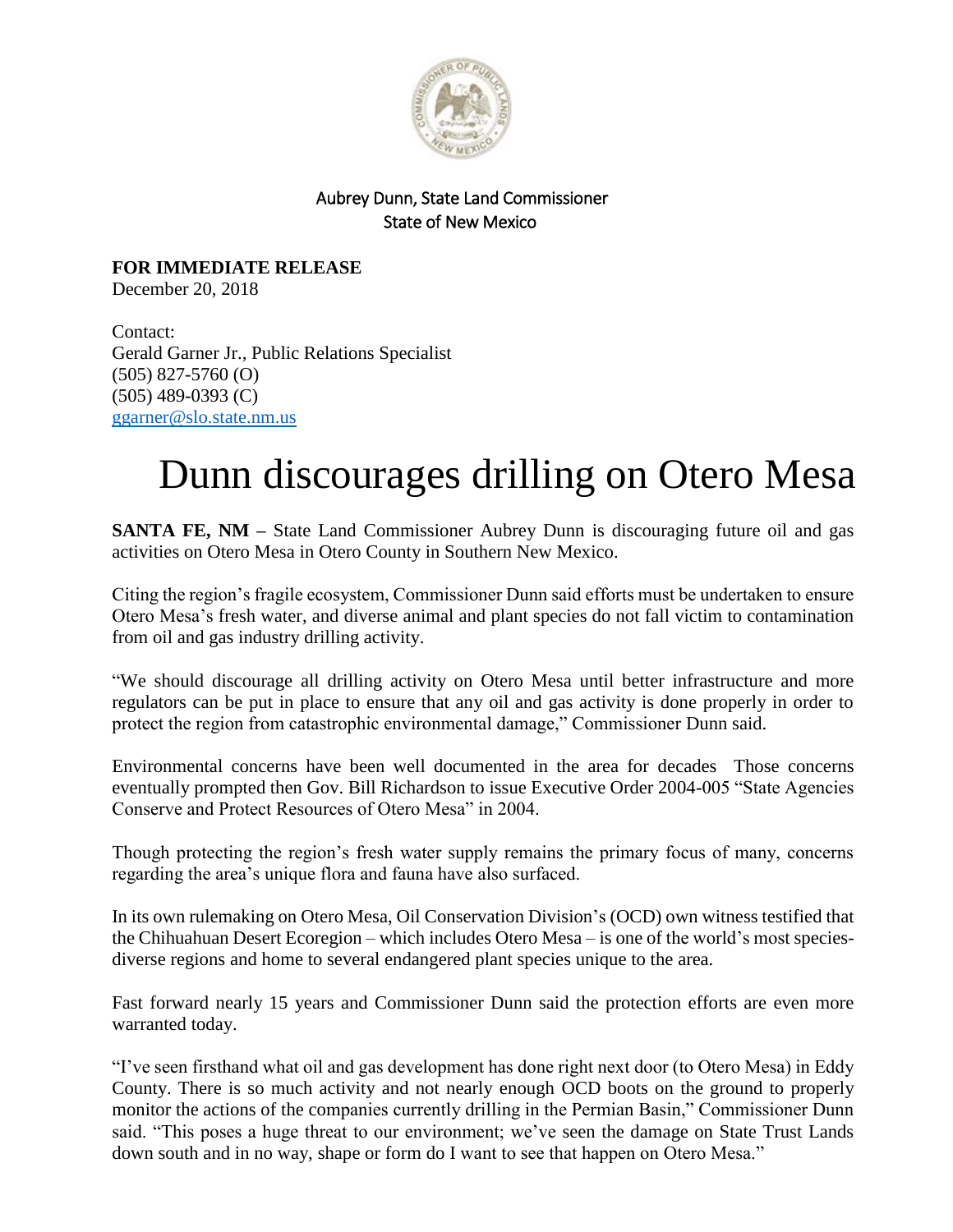Aubrey Dunn, State Land Commissioner
State of New Mexico

**FOR IMMEDIATE RELEASE**
December 20, 2018

Contact:
Gerald Garner Jr., Public Relations Specialist
(505) 827-5760 (O)
(505) 489-0393 (C)
ggarner@slo.state.nm.us

# Dunn discourages drilling on Otero Mesa

**SANTA FE, NM –** State Land Commissioner Aubrey Dunn is discouraging future oil and gas activities on Otero Mesa in Otero County in Southern New Mexico.

Citing the region's fragile ecosystem, Commissioner Dunn said efforts must be undertaken to ensure Otero Mesa's fresh water, and diverse animal and plant species do not fall victim to contamination from oil and gas industry drilling activity.

"We should discourage all drilling activity on Otero Mesa until better infrastructure and more regulators can be put in place to ensure that any oil and gas activity is done properly in order to protect the region from catastrophic environmental damage," Commissioner Dunn said.

Environmental concerns have been well documented in the area for decades  Those concerns eventually prompted then Gov. Bill Richardson to issue Executive Order 2004-005 "State Agencies Conserve and Protect Resources of Otero Mesa" in 2004.

Though protecting the region's fresh water supply remains the primary focus of many, concerns regarding the area's unique flora and fauna have also surfaced.

In its own rulemaking on Otero Mesa, Oil Conservation Division's (OCD) own witness testified that the Chihuahuan Desert Ecoregion – which includes Otero Mesa – is one of the world's most species-diverse regions and home to several endangered plant species unique to the area.

Fast forward nearly 15 years and Commissioner Dunn said the protection efforts are even more warranted today.

"I've seen firsthand what oil and gas development has done right next door (to Otero Mesa) in Eddy County. There is so much activity and not nearly enough OCD boots on the ground to properly monitor the actions of the companies currently drilling in the Permian Basin," Commissioner Dunn said. "This poses a huge threat to our environment; we've seen the damage on State Trust Lands down south and in no way, shape or form do I want to see that happen on Otero Mesa."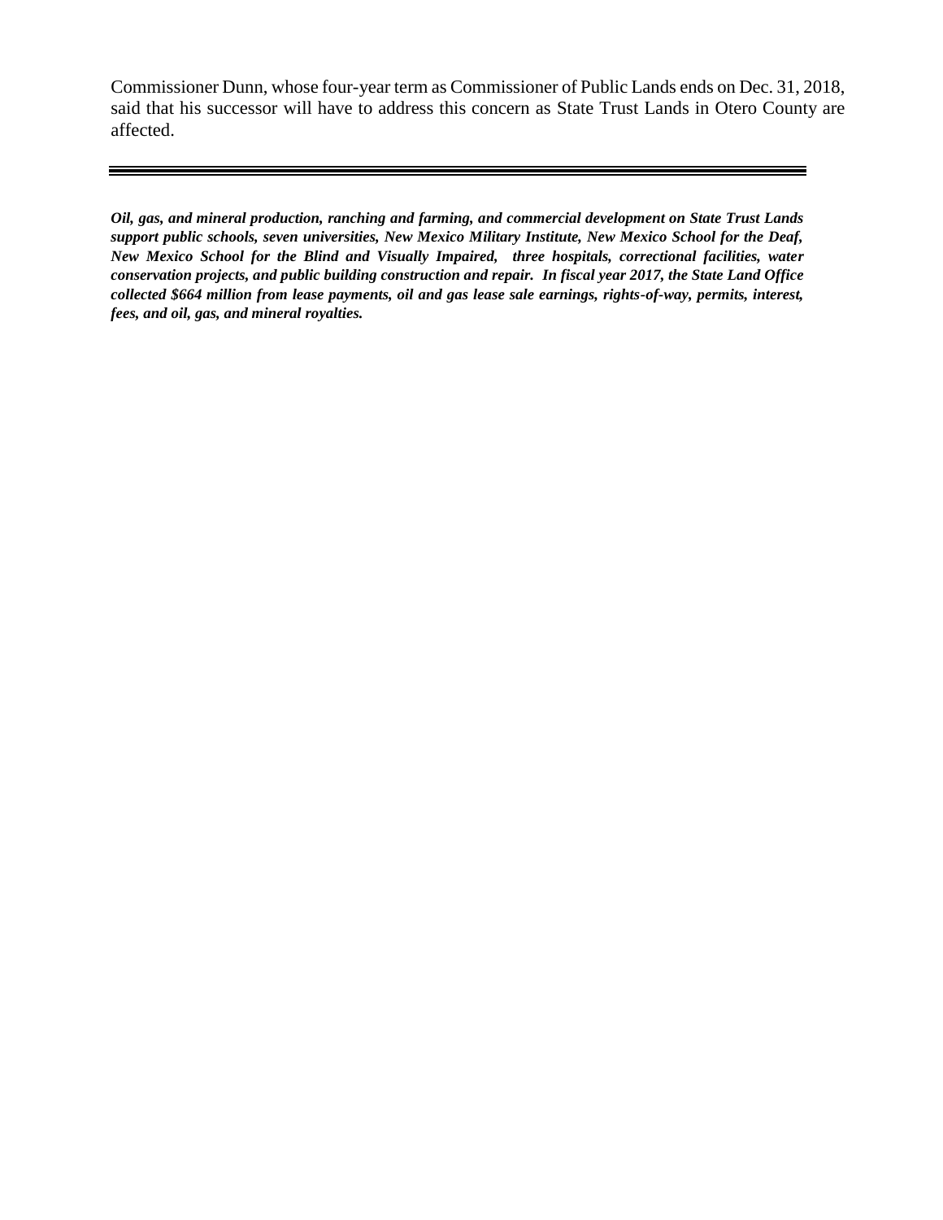Commissioner Dunn, whose four-year term as Commissioner of Public Lands ends on Dec. 31, 2018, said that his successor will have to address this concern as State Trust Lands in Otero County are affected.

---

***Oil, gas, and mineral production, ranching and farming, and commercial development on State Trust Lands support public schools, seven universities, New Mexico Military Institute, New Mexico School for the Deaf, New Mexico School for the Blind and Visually Impaired, three hospitals, correctional facilities, water conservation projects, and public building construction and repair. In fiscal year 2017, the State Land Office collected $664 million from lease payments, oil and gas lease sale earnings, rights-of-way, permits, interest, fees, and oil, gas, and mineral royalties.***